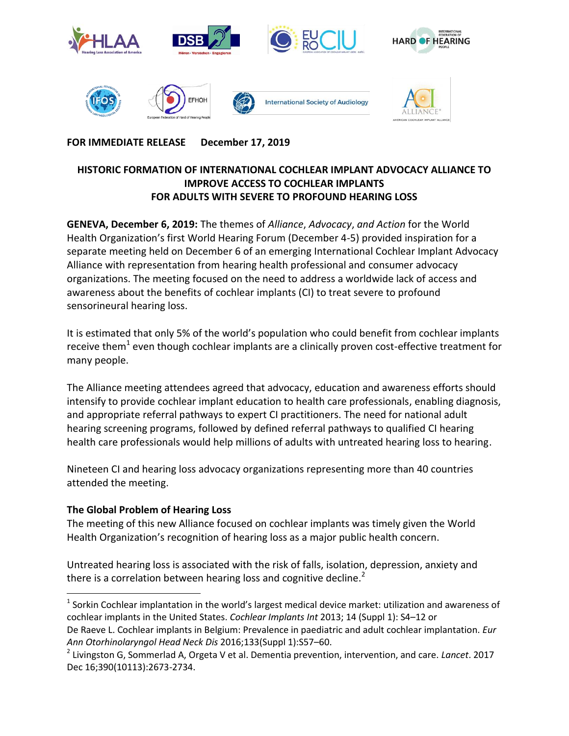**FOR IMMEDIATE RELEASE December 17, 2019**

# HISTORIC FORMATION OF INTERNATIONAL COCHLEAR IMPLANT ADVOCACY ALLIANCE TO IMPROVE ACCESS TO COCHLEAR IMPLANTS FOR ADULTS WITH SEVERE TO PROFOUND HEARING LOSS

**GENEVA, December 6, 2019:** The themes of *Alliance*, *Advocacy*, *and Action* for the World Health Organization's first World Hearing Forum (December 4-5) provided inspiration for a separate meeting held on December 6 of an emerging International Cochlear Implant Advocacy Alliance with representation from hearing health professional and consumer advocacy organizations. The meeting focused on the need to address a worldwide lack of access and awareness about the benefits of cochlear implants (CI) to treat severe to profound sensorineural hearing loss.

It is estimated that only 5% of the world's population who could benefit from cochlear implants receive them[1] even though cochlear implants are a clinically proven cost-effective treatment for many people.

The Alliance meeting attendees agreed that advocacy, education and awareness efforts should intensify to provide cochlear implant education to health care professionals, enabling diagnosis, and appropriate referral pathways to expert CI practitioners. The need for national adult hearing screening programs, followed by defined referral pathways to qualified CI hearing health care professionals would help millions of adults with untreated hearing loss to hearing.

Nineteen CI and hearing loss advocacy organizations representing more than 40 countries attended the meeting.

## The Global Problem of Hearing Loss

The meeting of this new Alliance focused on cochlear implants was timely given the World Health Organization's recognition of hearing loss as a major public health concern.

Untreated hearing loss is associated with the risk of falls, isolation, depression, anxiety and there is a correlation between hearing loss and cognitive decline.[2]

---

[1] Sorkin Cochlear implantation in the world's largest medical device market: utilization and awareness of cochlear implants in the United States. *Cochlear Implants Int* 2013; 14 (Suppl 1): S4–12 or De Raeve L. Cochlear implants in Belgium: Prevalence in paediatric and adult cochlear implantation. *Eur Ann Otorhinolaryngol Head Neck Dis* 2016;133(Suppl 1):S57–60.

[2] Livingston G, Sommerlad A, Orgeta V et al. Dementia prevention, intervention, and care. *Lancet*. 2017 Dec 16;390(10113):2673-2734.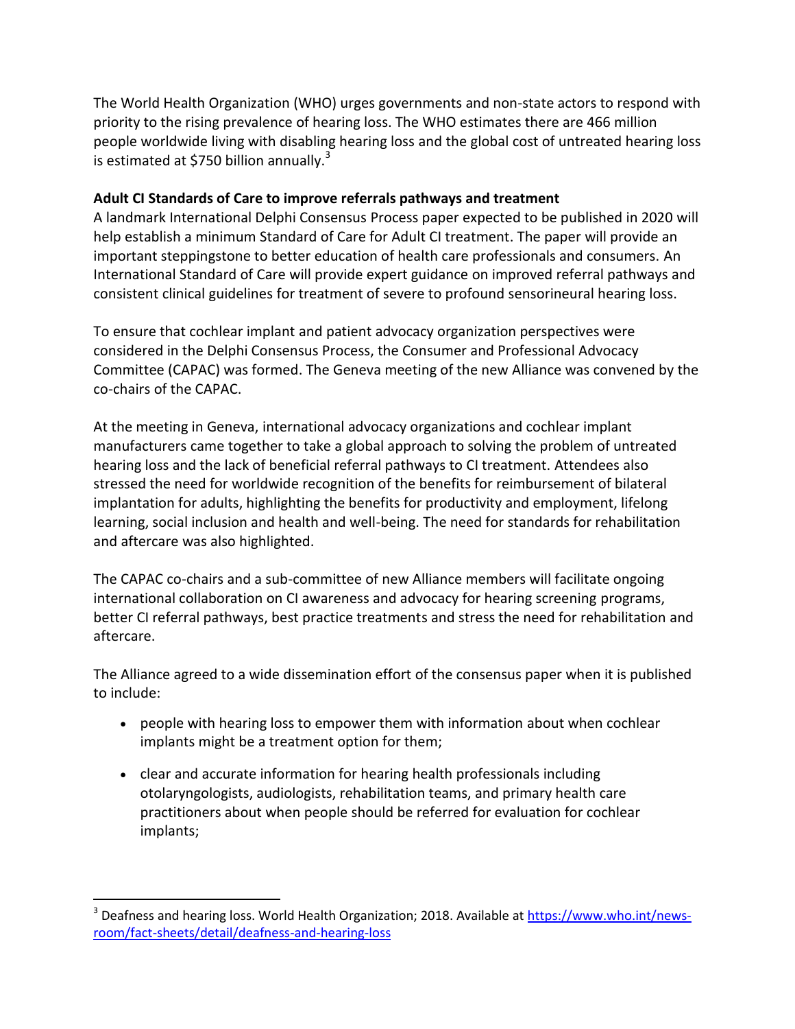The World Health Organization (WHO) urges governments and non-state actors to respond with priority to the rising prevalence of hearing loss. The WHO estimates there are 466 million people worldwide living with disabling hearing loss and the global cost of untreated hearing loss is estimated at $750 billion annually.[3]

**Adult CI Standards of Care to improve referrals pathways and treatment**

A landmark International Delphi Consensus Process paper expected to be published in 2020 will help establish a minimum Standard of Care for Adult CI treatment. The paper will provide an important steppingstone to better education of health care professionals and consumers. An International Standard of Care will provide expert guidance on improved referral pathways and consistent clinical guidelines for treatment of severe to profound sensorineural hearing loss.

To ensure that cochlear implant and patient advocacy organization perspectives were considered in the Delphi Consensus Process, the Consumer and Professional Advocacy Committee (CAPAC) was formed. The Geneva meeting of the new Alliance was convened by the co-chairs of the CAPAC.

At the meeting in Geneva, international advocacy organizations and cochlear implant manufacturers came together to take a global approach to solving the problem of untreated hearing loss and the lack of beneficial referral pathways to CI treatment. Attendees also stressed the need for worldwide recognition of the benefits for reimbursement of bilateral implantation for adults, highlighting the benefits for productivity and employment, lifelong learning, social inclusion and health and well-being. The need for standards for rehabilitation and aftercare was also highlighted.

The CAPAC co-chairs and a sub-committee of new Alliance members will facilitate ongoing international collaboration on CI awareness and advocacy for hearing screening programs, better CI referral pathways, best practice treatments and stress the need for rehabilitation and aftercare.

The Alliance agreed to a wide dissemination effort of the consensus paper when it is published to include:

- people with hearing loss to empower them with information about when cochlear implants might be a treatment option for them;
- clear and accurate information for hearing health professionals including otolaryngologists, audiologists, rehabilitation teams, and primary health care practitioners about when people should be referred for evaluation for cochlear implants;

[3] Deafness and hearing loss. World Health Organization; 2018. Available at https://www.who.int/news-room/fact-sheets/detail/deafness-and-hearing-loss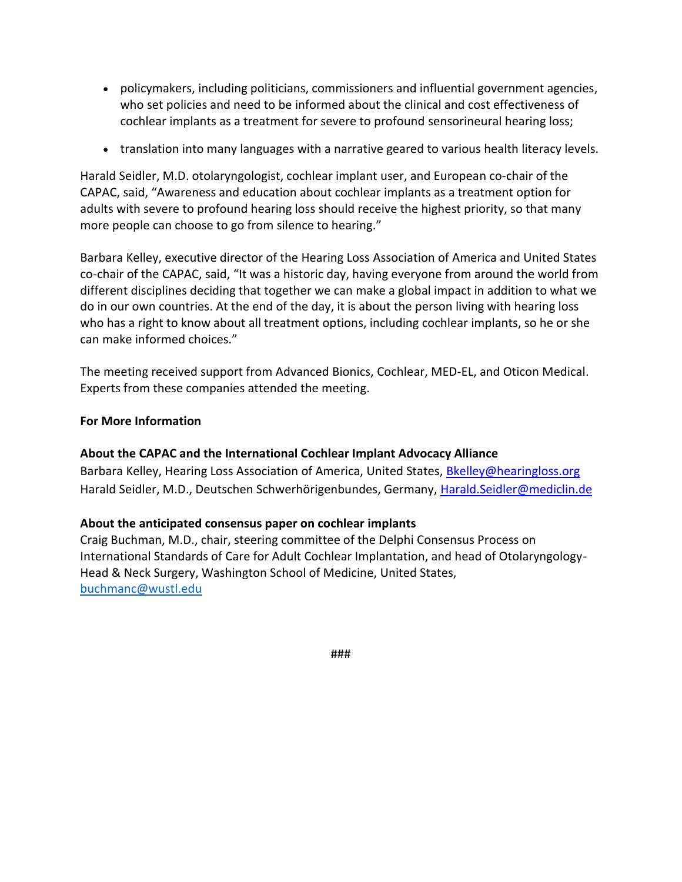- policymakers, including politicians, commissioners and influential government agencies, who set policies and need to be informed about the clinical and cost effectiveness of cochlear implants as a treatment for severe to profound sensorineural hearing loss;
- translation into many languages with a narrative geared to various health literacy levels.

Harald Seidler, M.D. otolaryngologist, cochlear implant user, and European co-chair of the CAPAC, said, "Awareness and education about cochlear implants as a treatment option for adults with severe to profound hearing loss should receive the highest priority, so that many more people can choose to go from silence to hearing."

Barbara Kelley, executive director of the Hearing Loss Association of America and United States co-chair of the CAPAC, said, "It was a historic day, having everyone from around the world from different disciplines deciding that together we can make a global impact in addition to what we do in our own countries. At the end of the day, it is about the person living with hearing loss who has a right to know about all treatment options, including cochlear implants, so he or she can make informed choices."

The meeting received support from Advanced Bionics, Cochlear, MED-EL, and Oticon Medical. Experts from these companies attended the meeting.

**For More Information**

**About the CAPAC and the International Cochlear Implant Advocacy Alliance**
Barbara Kelley, Hearing Loss Association of America, United States, Bkelley@hearingloss.org
Harald Seidler, M.D., Deutschen Schwerhörigenbundes, Germany, Harald.Seidler@mediclin.de

**About the anticipated consensus paper on cochlear implants**
Craig Buchman, M.D., chair, steering committee of the Delphi Consensus Process on International Standards of Care for Adult Cochlear Implantation, and head of Otolaryngology-Head & Neck Surgery, Washington School of Medicine, United States, buchmanc@wustl.edu

###